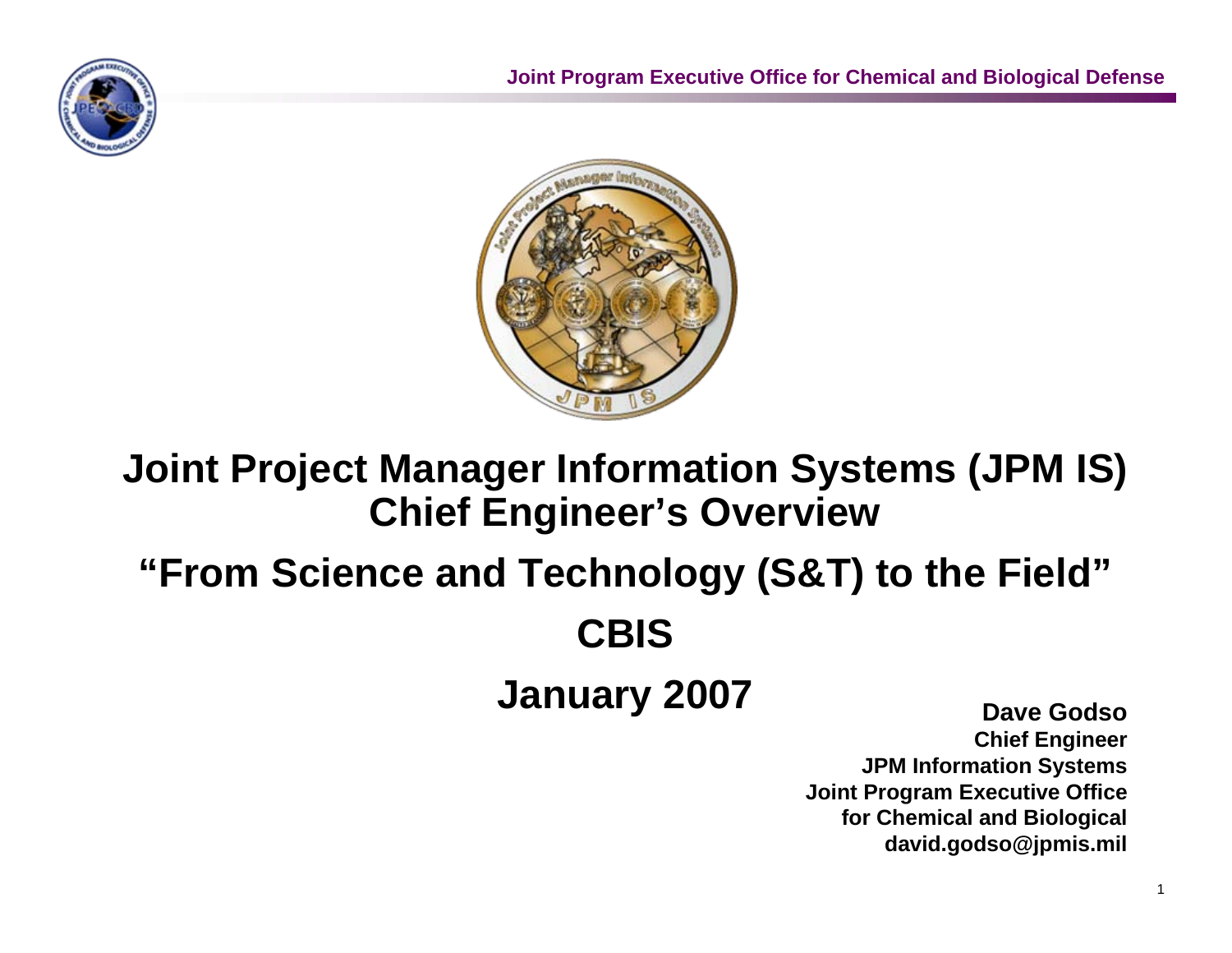# Joint Project Manager Information Systems (JPM IS) Chief Engineer's Overview

## "From Science and Technology (S&T) to the Field"

## CBIS

## January 2007

**Dave Godso**
**Chief Engineer**
**JPM Information Systems**
**Joint Program Executive Office**
**for Chemical and Biological**
**david.godso@jpmis.mil**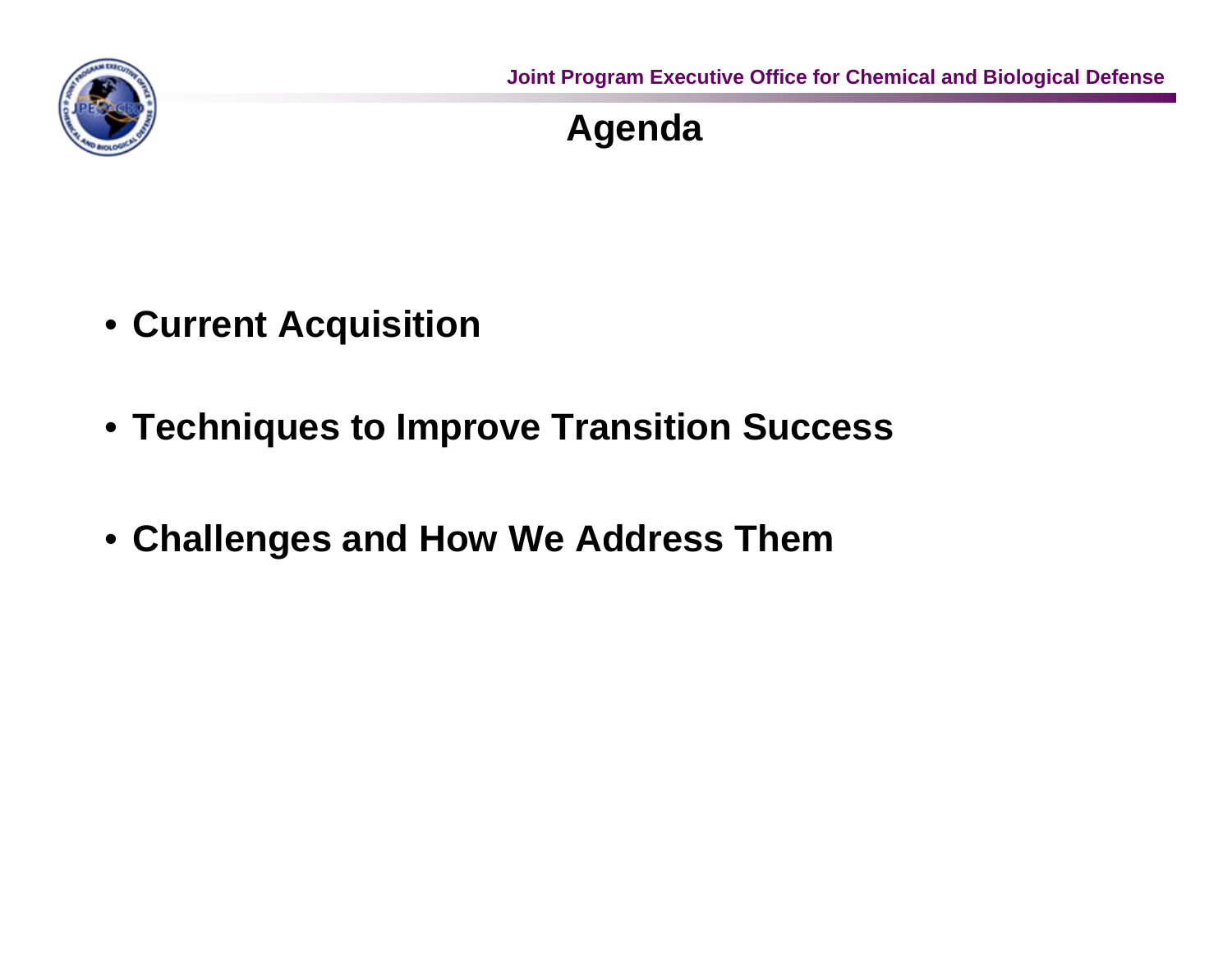# Agenda

- **Current Acquisition**
- **Techniques to Improve Transition Success**
- **Challenges and How We Address Them**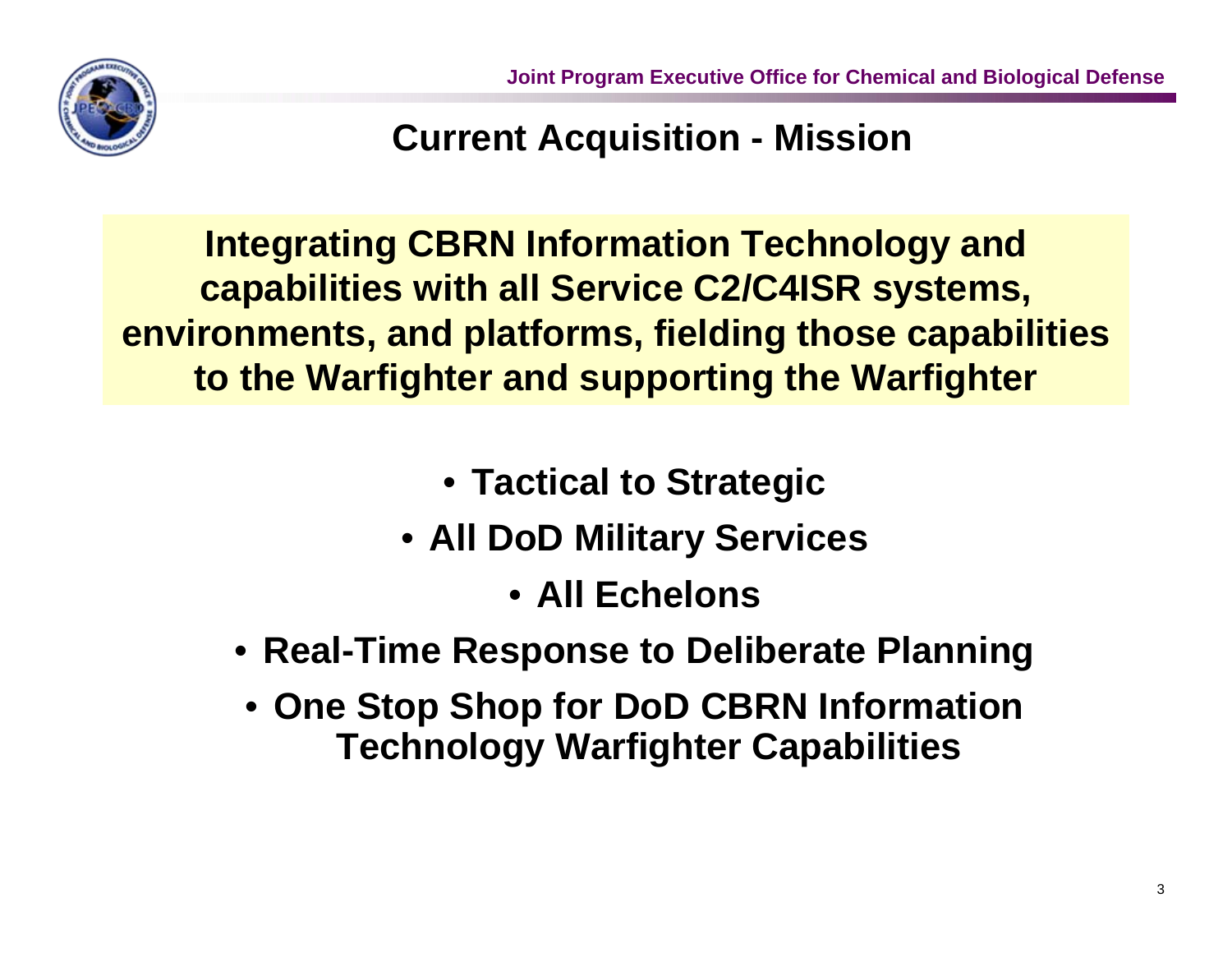# Current Acquisition - Mission

**Integrating CBRN Information Technology and capabilities with all Service C2/C4ISR systems, environments, and platforms, fielding those capabilities to the Warfighter and supporting the Warfighter**

- **Tactical to Strategic**
- **All DoD Military Services**
- **All Echelons**
- **Real-Time Response to Deliberate Planning**
- **One Stop Shop for DoD CBRN Information Technology Warfighter Capabilities**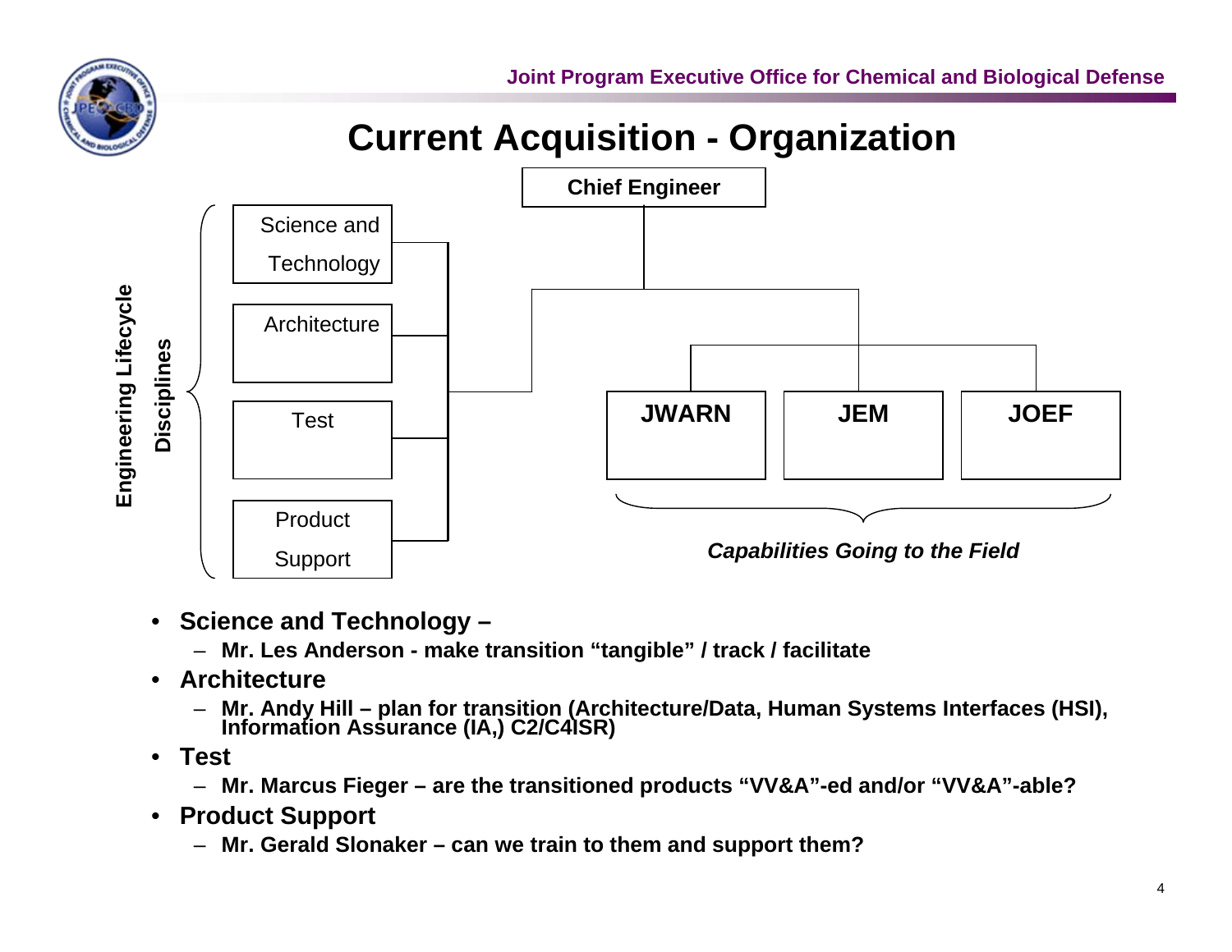# Current Acquisition - Organization

**Chief Engineer**

Engineering Lifecycle Disciplines:

- Science and Technology
- Architecture
- Test
- Product Support

**JWARN** | **JEM** | **JOEF**

*Capabilities Going to the Field*

- **Science and Technology –**
  - **Mr. Les Anderson - make transition "tangible" / track / facilitate**
- **Architecture**
  - **Mr. Andy Hill – plan for transition (Architecture/Data, Human Systems Interfaces (HSI), Information Assurance (IA,) C2/C4ISR)**
- **Test**
  - **Mr. Marcus Fieger – are the transitioned products "VV&A"-ed and/or "VV&A"-able?**
- **Product Support**
  - **Mr. Gerald Slonaker – can we train to them and support them?**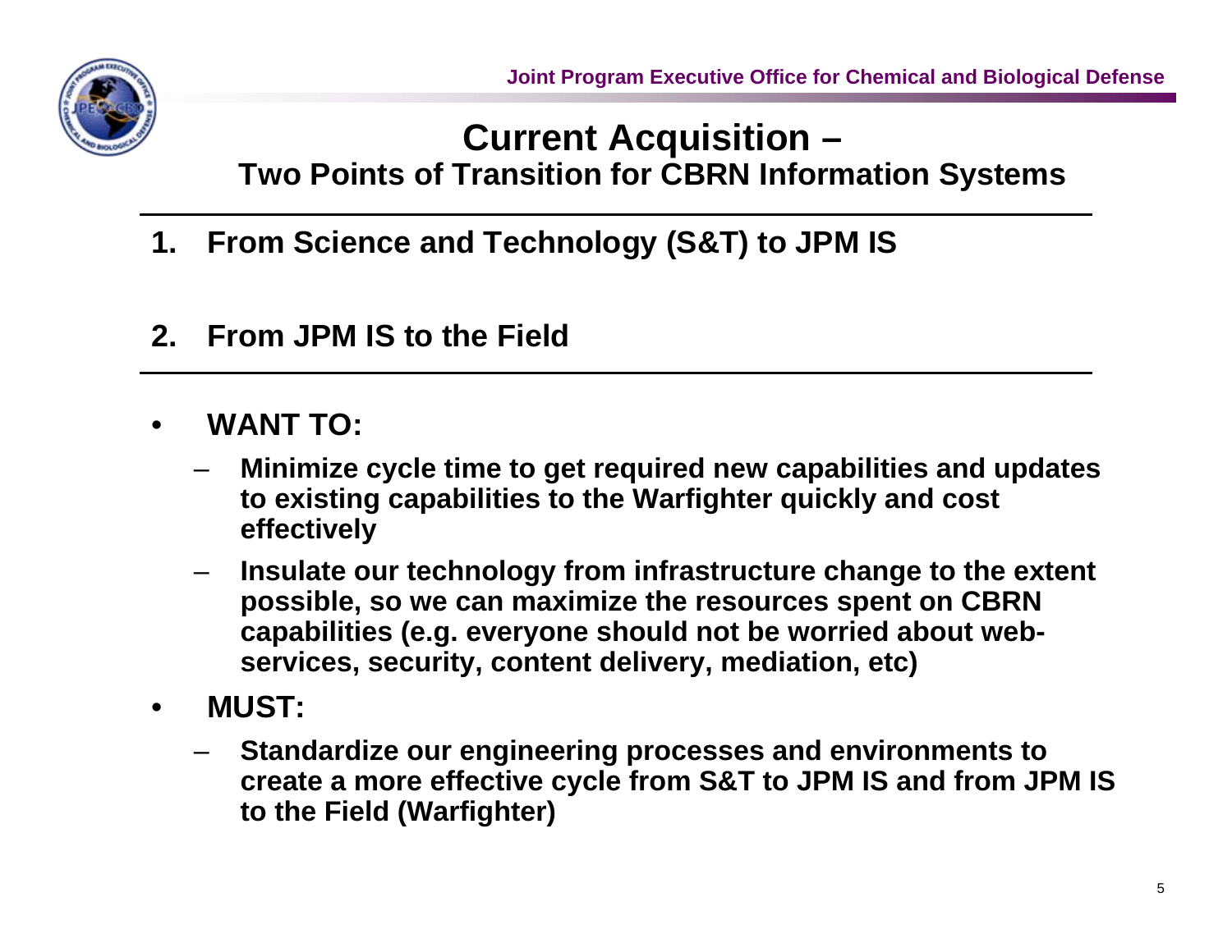# Current Acquisition –

## Two Points of Transition for CBRN Information Systems

1. **From Science and Technology (S&T) to JPM IS**

2. **From JPM IS to the Field**

- **WANT TO:**
  - **Minimize cycle time to get required new capabilities and updates to existing capabilities to the Warfighter quickly and cost effectively**
  - **Insulate our technology from infrastructure change to the extent possible, so we can maximize the resources spent on CBRN capabilities (e.g. everyone should not be worried about web-services, security, content delivery, mediation, etc)**
- **MUST:**
  - **Standardize our engineering processes and environments to create a more effective cycle from S&T to JPM IS and from JPM IS to the Field (Warfighter)**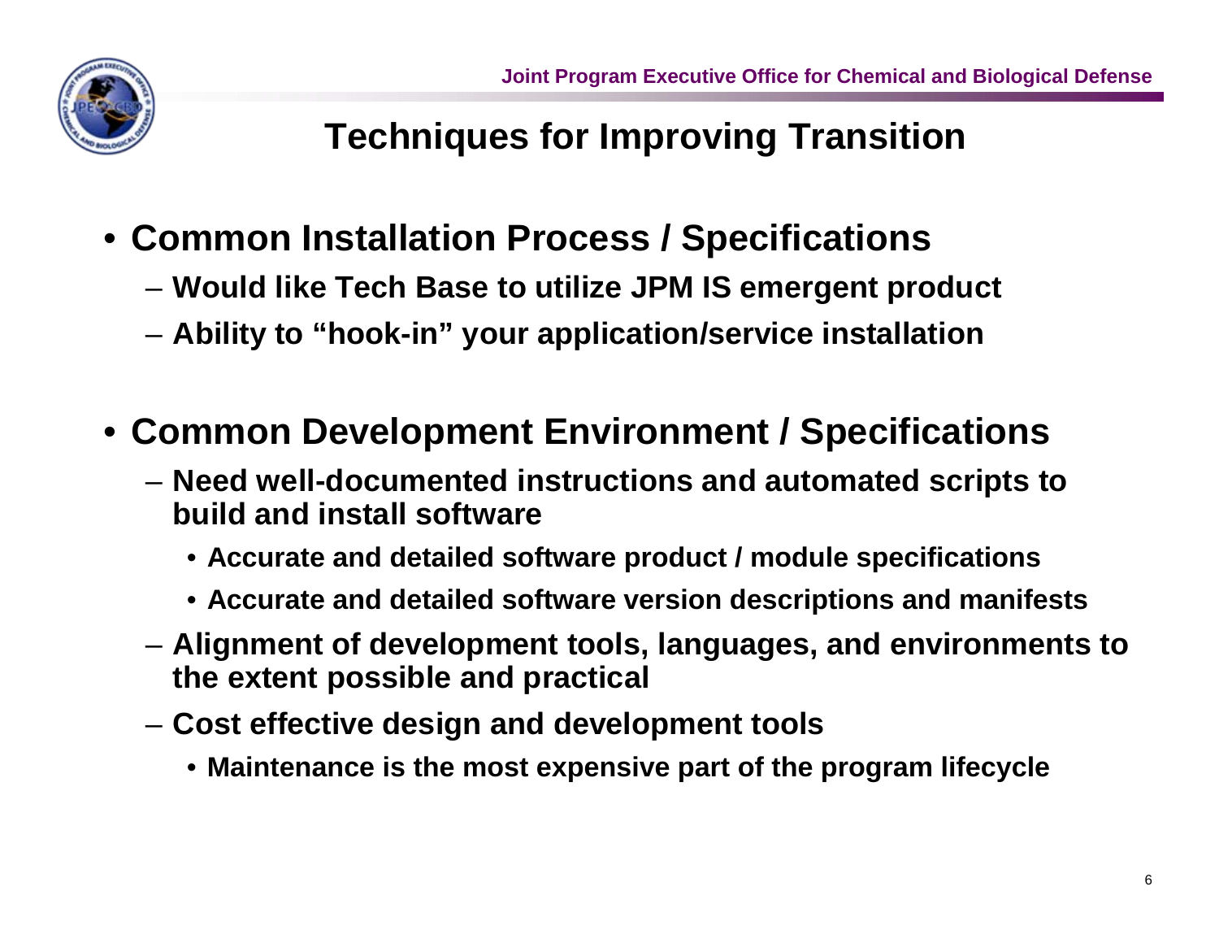# Techniques for Improving Transition

- **Common Installation Process / Specifications**
  - **Would like Tech Base to utilize JPM IS emergent product**
  - **Ability to "hook-in" your application/service installation**

- **Common Development Environment / Specifications**
  - **Need well-documented instructions and automated scripts to build and install software**
    - **Accurate and detailed software product / module specifications**
    - **Accurate and detailed software version descriptions and manifests**
  - **Alignment of development tools, languages, and environments to the extent possible and practical**
  - **Cost effective design and development tools**
    - **Maintenance is the most expensive part of the program lifecycle**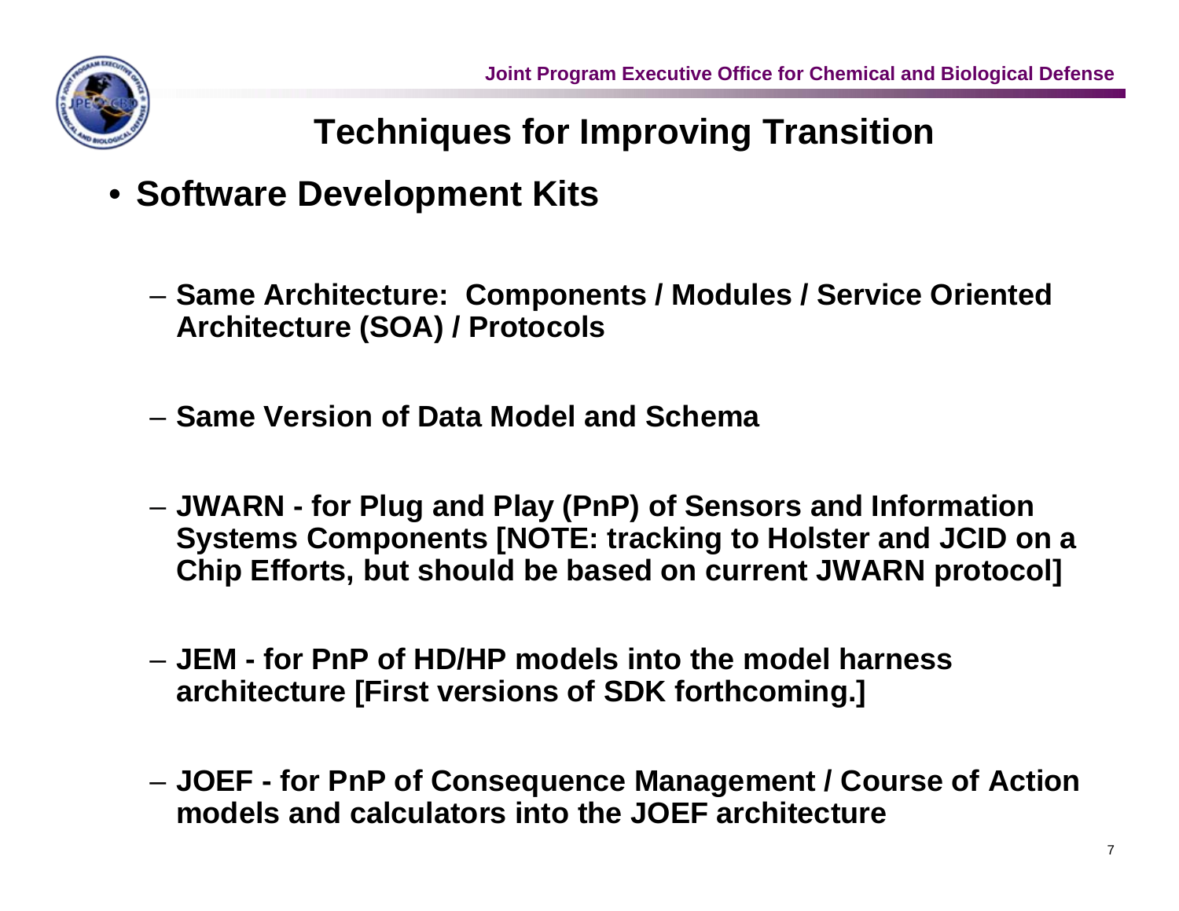## Techniques for Improving Transition

- **Software Development Kits**
  - **Same Architecture: Components / Modules / Service Oriented Architecture (SOA) / Protocols**
  - **Same Version of Data Model and Schema**
  - **JWARN - for Plug and Play (PnP) of Sensors and Information Systems Components [NOTE: tracking to Holster and JCID on a Chip Efforts, but should be based on current JWARN protocol]**
  - **JEM - for PnP of HD/HP models into the model harness architecture [First versions of SDK forthcoming.]**
  - **JOEF - for PnP of Consequence Management / Course of Action models and calculators into the JOEF architecture**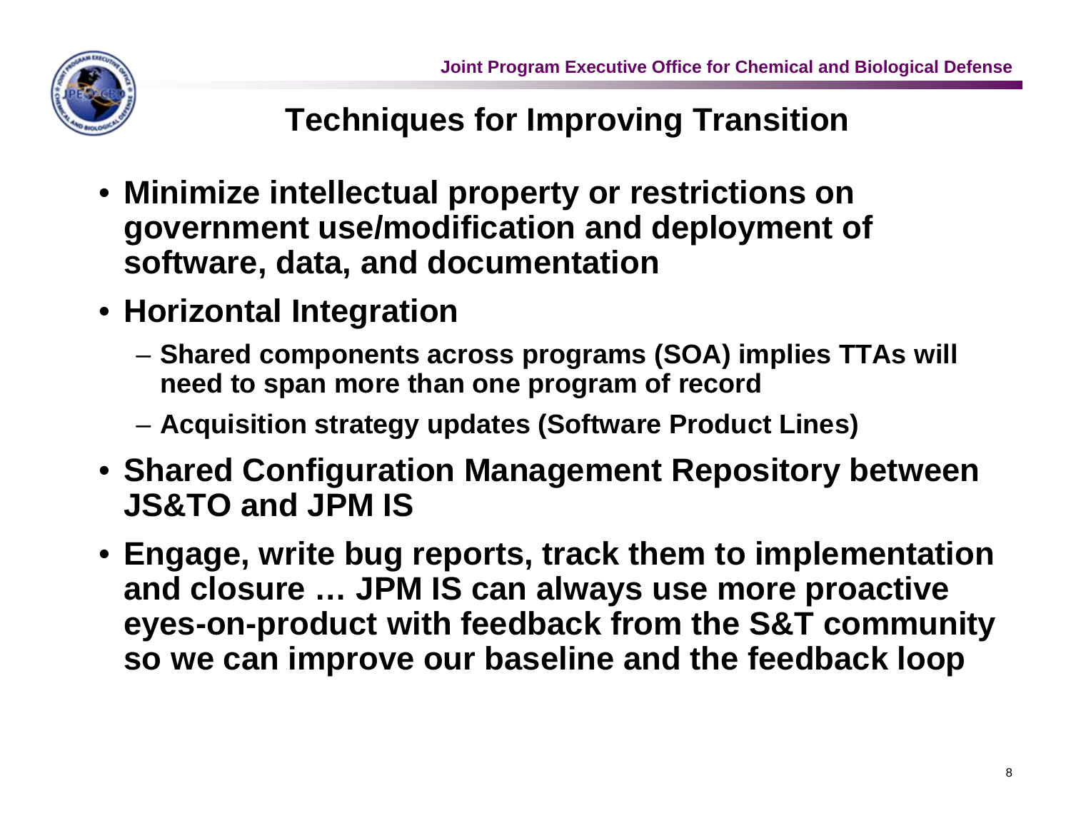# Techniques for Improving Transition

- Minimize intellectual property or restrictions on government use/modification and deployment of software, data, and documentation
- Horizontal Integration
  - Shared components across programs (SOA) implies TTAs will need to span more than one program of record
  - Acquisition strategy updates (Software Product Lines)
- Shared Configuration Management Repository between JS&TO and JPM IS
- Engage, write bug reports, track them to implementation and closure … JPM IS can always use more proactive eyes-on-product with feedback from the S&T community so we can improve our baseline and the feedback loop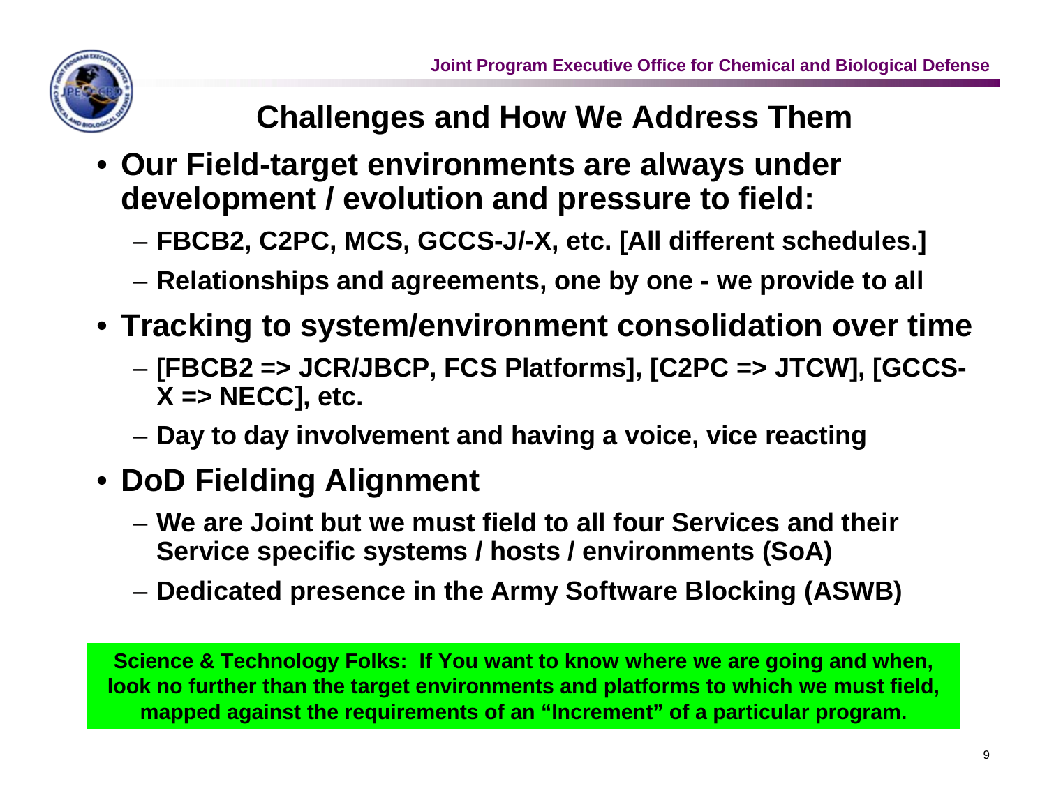## Challenges and How We Address Them

- **Our Field-target environments are always under development / evolution and pressure to field:**
  - **FBCB2, C2PC, MCS, GCCS-J/-X, etc. [All different schedules.]**
  - **Relationships and agreements, one by one - we provide to all**
- **Tracking to system/environment consolidation over time**
  - **[FBCB2 => JCR/JBCP, FCS Platforms], [C2PC => JTCW], [GCCS-X => NECC], etc.**
  - **Day to day involvement and having a voice, vice reacting**
- **DoD Fielding Alignment**
  - **We are Joint but we must field to all four Services and their Service specific systems / hosts / environments (SoA)**
  - **Dedicated presence in the Army Software Blocking (ASWB)**

**Science & Technology Folks: If You want to know where we are going and when, look no further than the target environments and platforms to which we must field, mapped against the requirements of an "Increment" of a particular program.**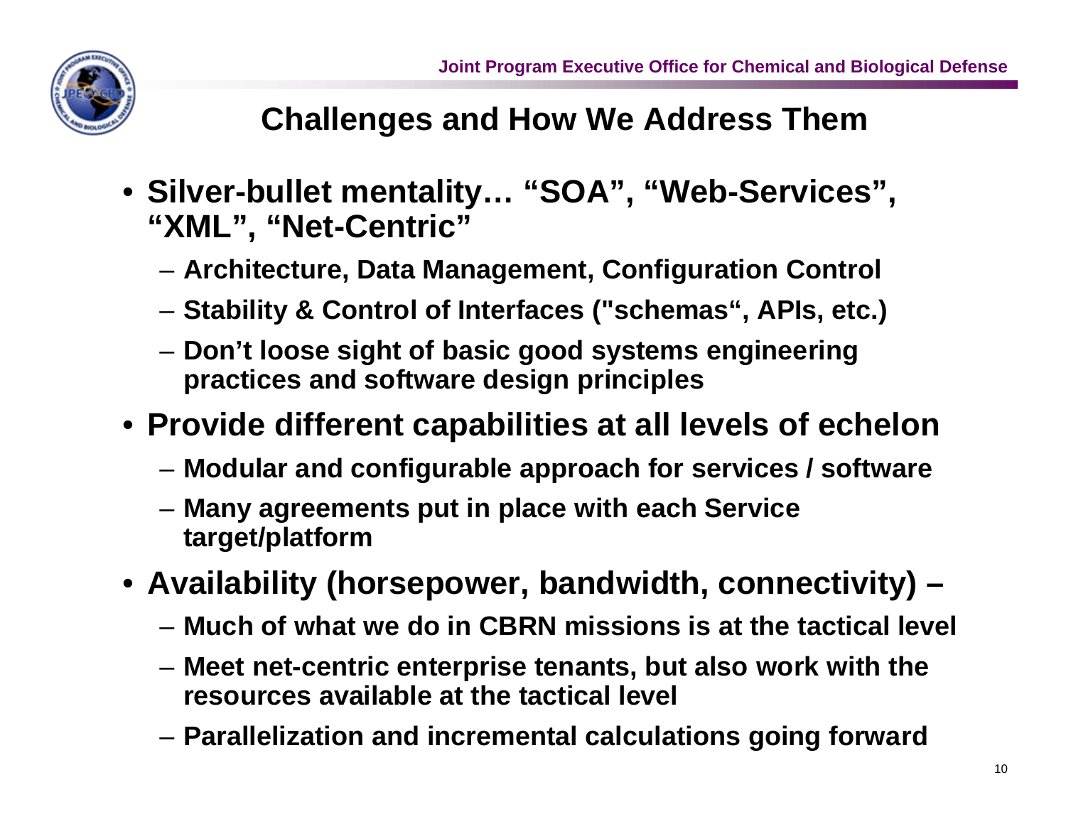## Challenges and How We Address Them

- **Silver-bullet mentality… "SOA", "Web-Services", "XML", "Net-Centric"**
  - **Architecture, Data Management, Configuration Control**
  - **Stability & Control of Interfaces ("schemas", APIs, etc.)**
  - **Don't loose sight of basic good systems engineering practices and software design principles**
- **Provide different capabilities at all levels of echelon**
  - **Modular and configurable approach for services / software**
  - **Many agreements put in place with each Service target/platform**
- **Availability (horsepower, bandwidth, connectivity) –**
  - **Much of what we do in CBRN missions is at the tactical level**
  - **Meet net-centric enterprise tenants, but also work with the resources available at the tactical level**
  - **Parallelization and incremental calculations going forward**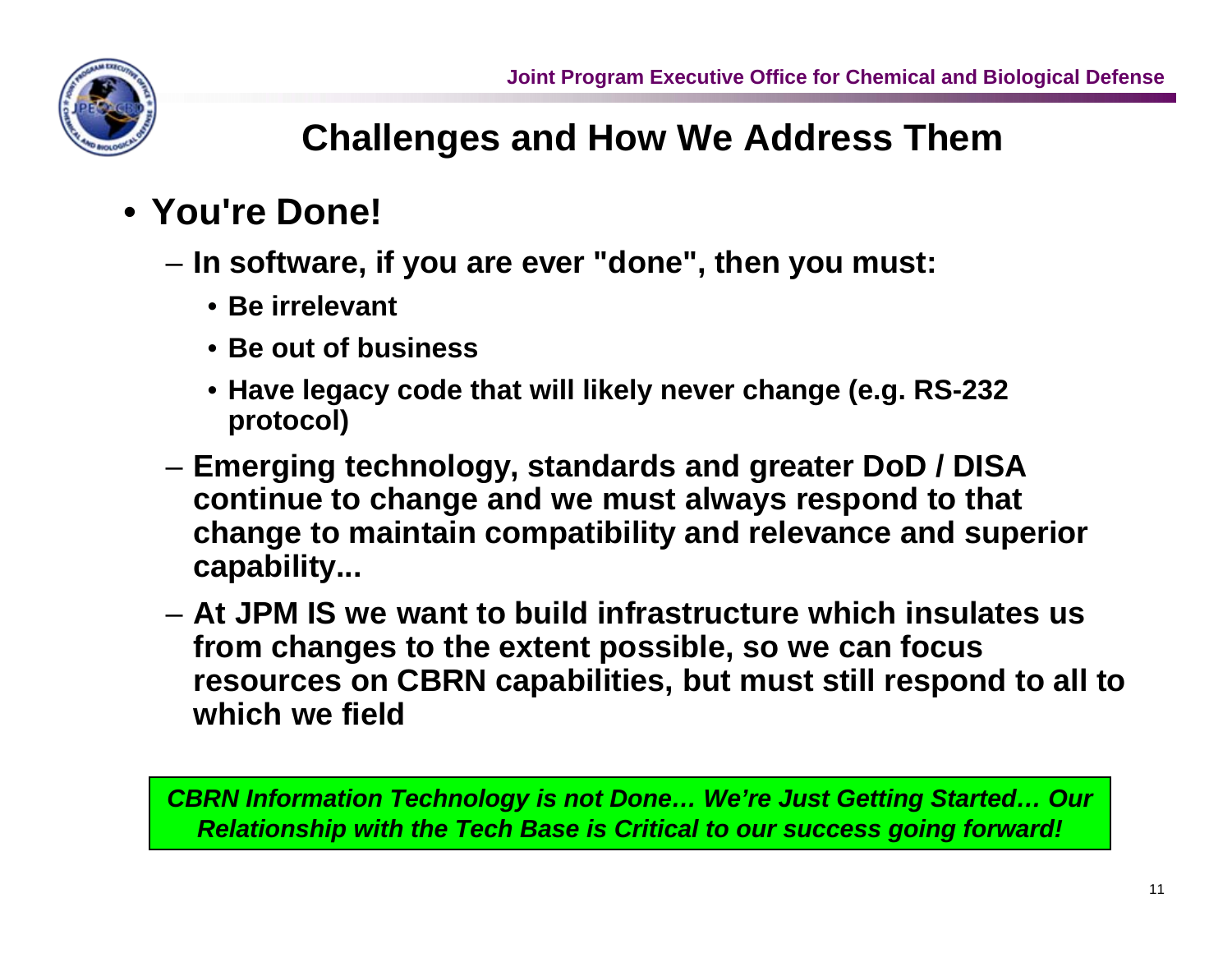# Challenges and How We Address Them

- **You're Done!**
  - **In software, if you are ever "done", then you must:**
    - **Be irrelevant**
    - **Be out of business**
    - **Have legacy code that will likely never change (e.g. RS-232 protocol)**
  - **Emerging technology, standards and greater DoD / DISA continue to change and we must always respond to that change to maintain compatibility and relevance and superior capability...**
  - **At JPM IS we want to build infrastructure which insulates us from changes to the extent possible, so we can focus resources on CBRN capabilities, but must still respond to all to which we field**

***CBRN Information Technology is not Done… We're Just Getting Started… Our Relationship with the Tech Base is Critical to our success going forward!***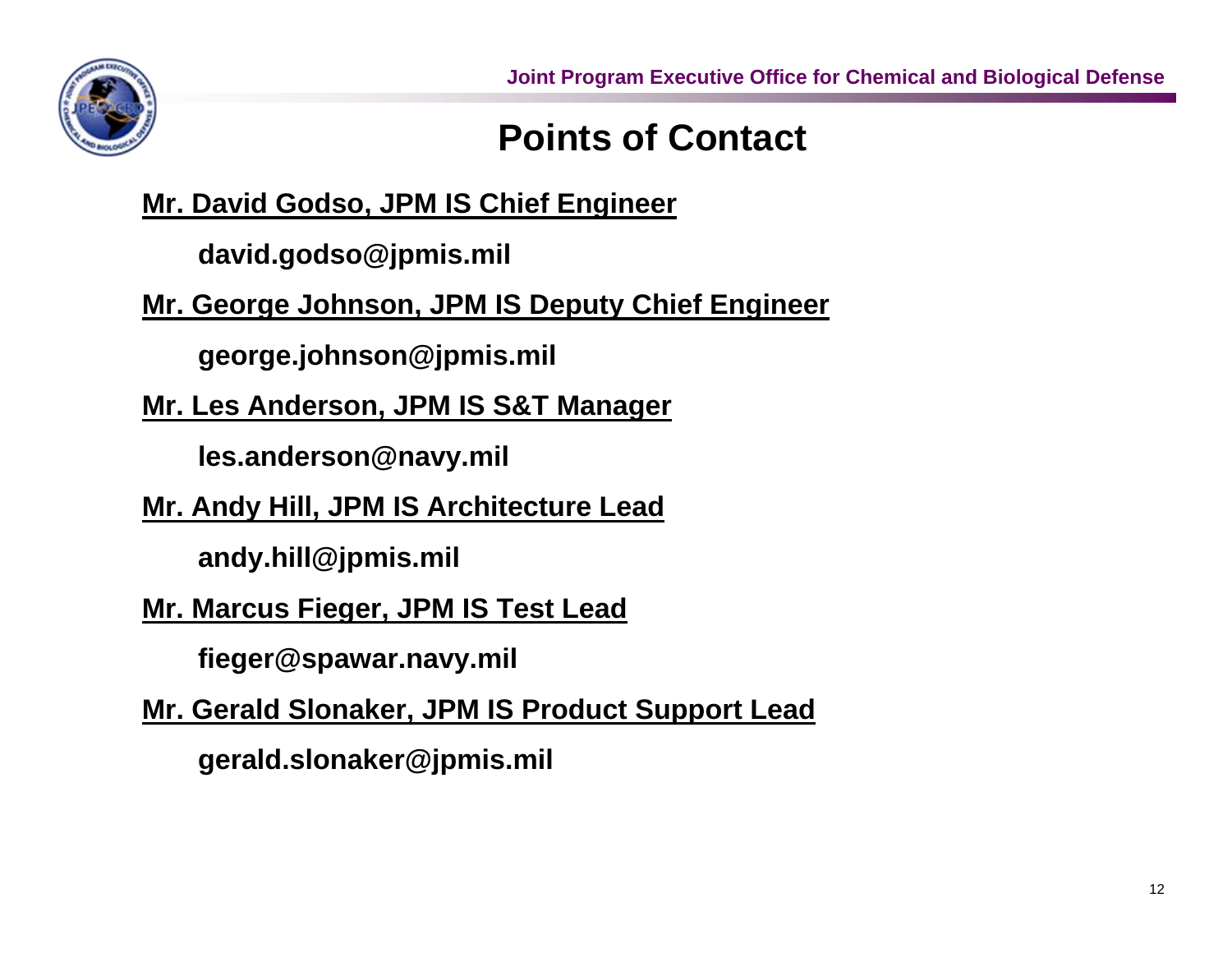# Points of Contact

**Mr. David Godso, JPM IS Chief Engineer**

**david.godso@jpmis.mil**

**Mr. George Johnson, JPM IS Deputy Chief Engineer**

**george.johnson@jpmis.mil**

**Mr. Les Anderson, JPM IS S&T Manager**

**les.anderson@navy.mil**

**Mr. Andy Hill, JPM IS Architecture Lead**

**andy.hill@jpmis.mil**

**Mr. Marcus Fieger, JPM IS Test Lead**

**fieger@spawar.navy.mil**

**Mr. Gerald Slonaker, JPM IS Product Support Lead**

**gerald.slonaker@jpmis.mil**